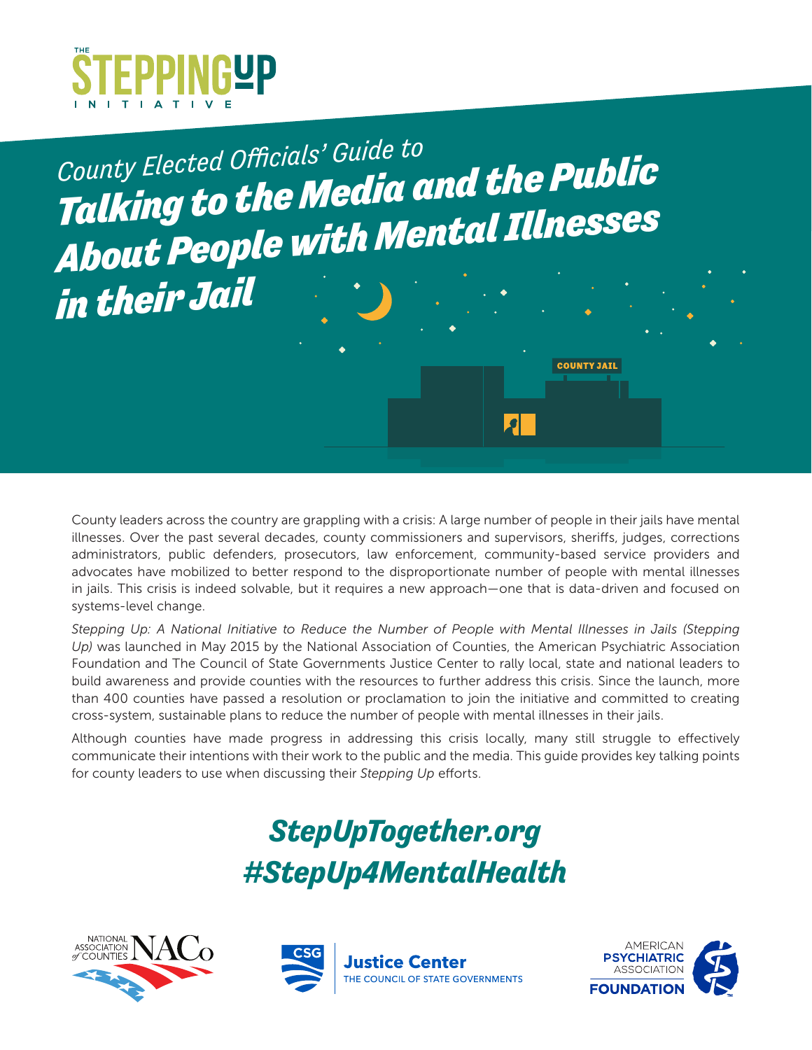THE STEPPING UP INITIATIVE

# County Elected Officials' Guide to *Talking to the Media and the Public About People with Mental Illnesses in their Jail*

County leaders across the country are grappling with a crisis: A large number of people in their jails have mental illnesses. Over the past several decades, county commissioners and supervisors, sheriffs, judges, corrections administrators, public defenders, prosecutors, law enforcement, community-based service providers and advocates have mobilized to better respond to the disproportionate number of people with mental illnesses in jails. This crisis is indeed solvable, but it requires a new approach—one that is data-driven and focused on systems-level change.

*Stepping Up: A National Initiative to Reduce the Number of People with Mental Illnesses in Jails (Stepping Up)* was launched in May 2015 by the National Association of Counties, the American Psychiatric Association Foundation and The Council of State Governments Justice Center to rally local, state and national leaders to build awareness and provide counties with the resources to further address this crisis. Since the launch, more than 400 counties have passed a resolution or proclamation to join the initiative and committed to creating cross-system, sustainable plans to reduce the number of people with mental illnesses in their jails.

Although counties have made progress in addressing this crisis locally, many still struggle to effectively communicate their intentions with their work to the public and the media. This guide provides key talking points for county leaders to use when discussing their *Stepping Up* efforts.

***StepUpTogether.org***
***#StepUp4MentalHealth***

National Association of Counties (NACo) | Justice Center, The Council of State Governments | American Psychiatric Association Foundation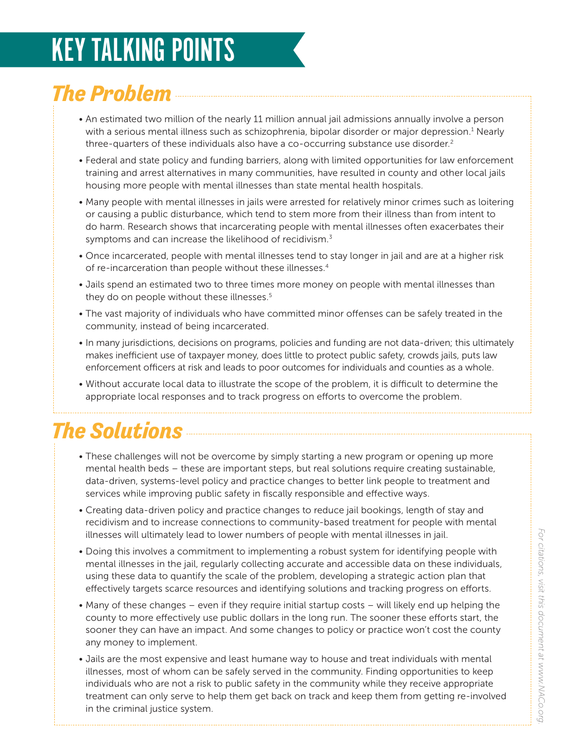# KEY TALKING POINTS

## The Problem

- An estimated two million of the nearly 11 million annual jail admissions annually involve a person with a serious mental illness such as schizophrenia, bipolar disorder or major depression.[1] Nearly three-quarters of these individuals also have a co-occurring substance use disorder.[2]
- Federal and state policy and funding barriers, along with limited opportunities for law enforcement training and arrest alternatives in many communities, have resulted in county and other local jails housing more people with mental illnesses than state mental health hospitals.
- Many people with mental illnesses in jails were arrested for relatively minor crimes such as loitering or causing a public disturbance, which tend to stem more from their illness than from intent to do harm. Research shows that incarcerating people with mental illnesses often exacerbates their symptoms and can increase the likelihood of recidivism.[3]
- Once incarcerated, people with mental illnesses tend to stay longer in jail and are at a higher risk of re-incarceration than people without these illnesses.[4]
- Jails spend an estimated two to three times more money on people with mental illnesses than they do on people without these illnesses.[5]
- The vast majority of individuals who have committed minor offenses can be safely treated in the community, instead of being incarcerated.
- In many jurisdictions, decisions on programs, policies and funding are not data-driven; this ultimately makes inefficient use of taxpayer money, does little to protect public safety, crowds jails, puts law enforcement officers at risk and leads to poor outcomes for individuals and counties as a whole.
- Without accurate local data to illustrate the scope of the problem, it is difficult to determine the appropriate local responses and to track progress on efforts to overcome the problem.

## The Solutions

- These challenges will not be overcome by simply starting a new program or opening up more mental health beds – these are important steps, but real solutions require creating sustainable, data-driven, systems-level policy and practice changes to better link people to treatment and services while improving public safety in fiscally responsible and effective ways.
- Creating data-driven policy and practice changes to reduce jail bookings, length of stay and recidivism and to increase connections to community-based treatment for people with mental illnesses will ultimately lead to lower numbers of people with mental illnesses in jail.
- Doing this involves a commitment to implementing a robust system for identifying people with mental illnesses in the jail, regularly collecting accurate and accessible data on these individuals, using these data to quantify the scale of the problem, developing a strategic action plan that effectively targets scarce resources and identifying solutions and tracking progress on efforts.
- Many of these changes – even if they require initial startup costs – will likely end up helping the county to more effectively use public dollars in the long run. The sooner these efforts start, the sooner they can have an impact. And some changes to policy or practice won't cost the county any money to implement.
- Jails are the most expensive and least humane way to house and treat individuals with mental illnesses, most of whom can be safely served in the community. Finding opportunities to keep individuals who are not a risk to public safety in the community while they receive appropriate treatment can only serve to help them get back on track and keep them from getting re-involved in the criminal justice system.

*For citations, visit this document at www.NACo.org.*